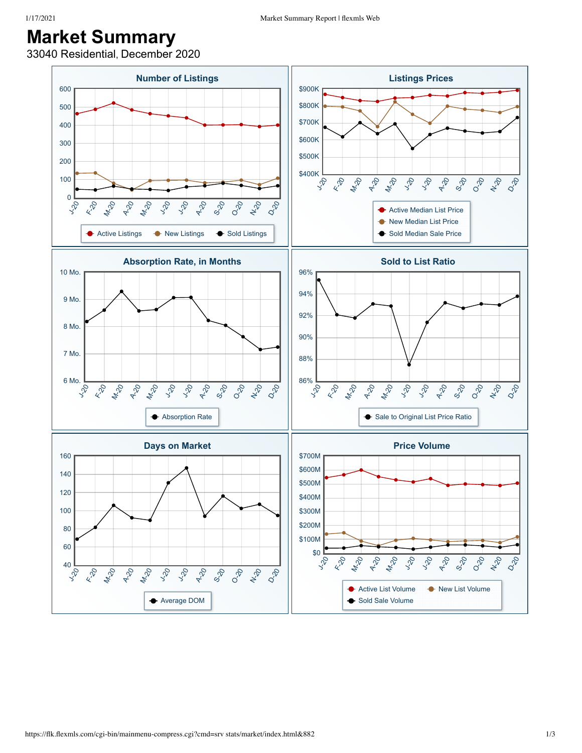# Market Summary

33040 Residential, December 2020

## Number of Listings

600, 500, 400, 300, 200, 100, 0

J-20, F-20, M-20, A-20, M-20, J-20, J-20, A-20, S-20, O-20, N-20, D-20

Active Listings · New Listings · Sold Listings

## Listings Prices

$900K, $800K, $700K, $600K, $500K, $400K

J-20, F-20, M-20, A-20, M-20, J-20, J-20, A-20, S-20, O-20, N-20, D-20

Active Median List Price · New Median List Price · Sold Median Sale Price

## Absorption Rate, in Months

10 Mo., 9 Mo., 8 Mo., 7 Mo., 6 Mo.

J-20, F-20, M-20, A-20, M-20, J-20, J-20, A-20, S-20, O-20, N-20, D-20

Absorption Rate

## Sold to List Ratio

96%, 94%, 92%, 90%, 88%, 86%

J-20, F-20, M-20, A-20, M-20, J-20, J-20, A-20, S-20, O-20, N-20, D-20

Sale to Original List Price Ratio

## Days on Market

160, 140, 120, 100, 80, 60, 40

J-20, F-20, M-20, A-20, M-20, J-20, J-20, A-20, S-20, O-20, N-20, D-20

Average DOM

## Price Volume

$700M, $600M, $500M, $400M, $300M, $200M, $100M, $0

J-20, F-20, M-20, A-20, M-20, J-20, J-20, A-20, S-20, O-20, N-20, D-20

Active List Volume · New List Volume · Sold Sale Volume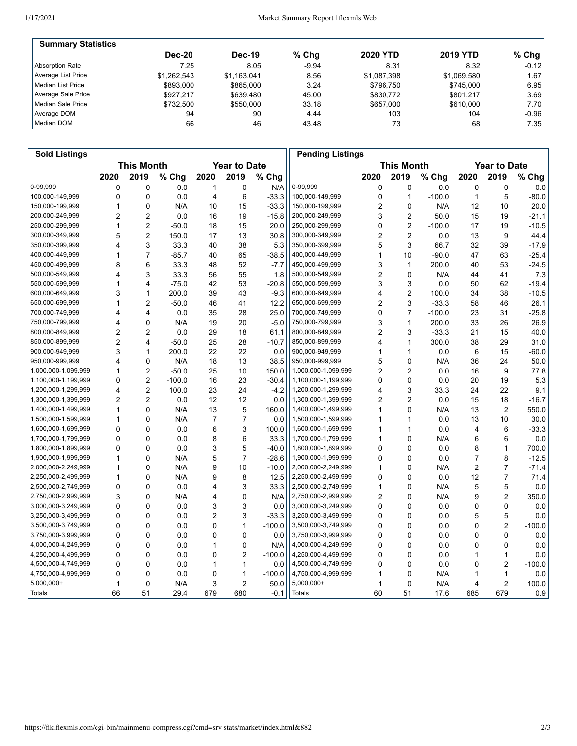## Summary Statistics

| | Dec-20 | Dec-19 | % Chg | 2020 YTD | 2019 YTD | % Chg |
|---|---|---|---|---|---|---|
| Absorption Rate | 7.25 | 8.05 | -9.94 | 8.31 | 8.32 | -0.12 |
| Average List Price | $1,262,543 | $1,163,041 | 8.56 | $1,087,398 | $1,069,580 | 1.67 |
| Median List Price | $893,000 | $865,000 | 3.24 | $796,750 | $745,000 | 6.95 |
| Average Sale Price | $927,217 | $639,480 | 45.00 | $830,772 | $801,217 | 3.69 |
| Median Sale Price | $732,500 | $550,000 | 33.18 | $657,000 | $610,000 | 7.70 |
| Average DOM | 94 | 90 | 4.44 | 103 | 104 | -0.96 |
| Median DOM | 66 | 46 | 43.48 | 73 | 68 | 7.35 |

## Sold Listings

| | This Month | | | Year to Date | | |
|---|---|---|---|---|---|---|
| | 2020 | 2019 | % Chg | 2020 | 2019 | % Chg |
| 0-99,999 | 0 | 0 | 0.0 | 1 | 0 | N/A |
| 100,000-149,999 | 0 | 0 | 0.0 | 4 | 6 | -33.3 |
| 150,000-199,999 | 1 | 0 | N/A | 10 | 15 | -33.3 |
| 200,000-249,999 | 2 | 2 | 0.0 | 16 | 19 | -15.8 |
| 250,000-299,999 | 1 | 2 | -50.0 | 18 | 15 | 20.0 |
| 300,000-349,999 | 5 | 2 | 150.0 | 17 | 13 | 30.8 |
| 350,000-399,999 | 4 | 3 | 33.3 | 40 | 38 | 5.3 |
| 400,000-449,999 | 1 | 7 | -85.7 | 40 | 65 | -38.5 |
| 450,000-499,999 | 8 | 6 | 33.3 | 48 | 52 | -7.7 |
| 500,000-549,999 | 4 | 3 | 33.3 | 56 | 55 | 1.8 |
| 550,000-599,999 | 1 | 4 | -75.0 | 42 | 53 | -20.8 |
| 600,000-649,999 | 3 | 1 | 200.0 | 39 | 43 | -9.3 |
| 650,000-699,999 | 1 | 2 | -50.0 | 46 | 41 | 12.2 |
| 700,000-749,999 | 4 | 4 | 0.0 | 35 | 28 | 25.0 |
| 750,000-799,999 | 4 | 0 | N/A | 19 | 20 | -5.0 |
| 800,000-849,999 | 2 | 2 | 0.0 | 29 | 18 | 61.1 |
| 850,000-899,999 | 2 | 4 | -50.0 | 25 | 28 | -10.7 |
| 900,000-949,999 | 3 | 1 | 200.0 | 22 | 22 | 0.0 |
| 950,000-999,999 | 4 | 0 | N/A | 18 | 13 | 38.5 |
| 1,000,000-1,099,999 | 1 | 2 | -50.0 | 25 | 10 | 150.0 |
| 1,100,000-1,199,999 | 0 | 2 | -100.0 | 16 | 23 | -30.4 |
| 1,200,000-1,299,999 | 4 | 2 | 100.0 | 23 | 24 | -4.2 |
| 1,300,000-1,399,999 | 2 | 2 | 0.0 | 12 | 12 | 0.0 |
| 1,400,000-1,499,999 | 1 | 0 | N/A | 13 | 5 | 160.0 |
| 1,500,000-1,599,999 | 1 | 0 | N/A | 7 | 7 | 0.0 |
| 1,600,000-1,699,999 | 0 | 0 | 0.0 | 6 | 3 | 100.0 |
| 1,700,000-1,799,999 | 0 | 0 | 0.0 | 8 | 6 | 33.3 |
| 1,800,000-1,899,999 | 0 | 0 | 0.0 | 3 | 5 | -40.0 |
| 1,900,000-1,999,999 | 1 | 0 | N/A | 5 | 7 | -28.6 |
| 2,000,000-2,249,999 | 1 | 0 | N/A | 9 | 10 | -10.0 |
| 2,250,000-2,499,999 | 1 | 0 | N/A | 9 | 8 | 12.5 |
| 2,500,000-2,749,999 | 0 | 0 | 0.0 | 4 | 3 | 33.3 |
| 2,750,000-2,999,999 | 3 | 0 | N/A | 4 | 0 | N/A |
| 3,000,000-3,249,999 | 0 | 0 | 0.0 | 3 | 3 | 0.0 |
| 3,250,000-3,499,999 | 0 | 0 | 0.0 | 2 | 3 | -33.3 |
| 3,500,000-3,749,999 | 0 | 0 | 0.0 | 0 | 1 | -100.0 |
| 3,750,000-3,999,999 | 0 | 0 | 0.0 | 0 | 0 | 0.0 |
| 4,000,000-4,249,999 | 0 | 0 | 0.0 | 1 | 0 | N/A |
| 4,250,000-4,499,999 | 0 | 0 | 0.0 | 0 | 2 | -100.0 |
| 4,500,000-4,749,999 | 0 | 0 | 0.0 | 1 | 1 | 0.0 |
| 4,750,000-4,999,999 | 0 | 0 | 0.0 | 0 | 1 | -100.0 |
| 5,000,000+ | 1 | 0 | N/A | 3 | 2 | 50.0 |
| Totals | 66 | 51 | 29.4 | 679 | 680 | -0.1 |

## Pending Listings

| | This Month | | | Year to Date | | |
|---|---|---|---|---|---|---|
| | 2020 | 2019 | % Chg | 2020 | 2019 | % Chg |
| 0-99,999 | 0 | 0 | 0.0 | 0 | 0 | 0.0 |
| 100,000-149,999 | 0 | 1 | -100.0 | 1 | 5 | -80.0 |
| 150,000-199,999 | 2 | 0 | N/A | 12 | 10 | 20.0 |
| 200,000-249,999 | 3 | 2 | 50.0 | 15 | 19 | -21.1 |
| 250,000-299,999 | 0 | 2 | -100.0 | 17 | 19 | -10.5 |
| 300,000-349,999 | 2 | 2 | 0.0 | 13 | 9 | 44.4 |
| 350,000-399,999 | 5 | 3 | 66.7 | 32 | 39 | -17.9 |
| 400,000-449,999 | 1 | 10 | -90.0 | 47 | 63 | -25.4 |
| 450,000-499,999 | 3 | 1 | 200.0 | 40 | 53 | -24.5 |
| 500,000-549,999 | 2 | 0 | N/A | 44 | 41 | 7.3 |
| 550,000-599,999 | 3 | 3 | 0.0 | 50 | 62 | -19.4 |
| 600,000-649,999 | 4 | 2 | 100.0 | 34 | 38 | -10.5 |
| 650,000-699,999 | 2 | 3 | -33.3 | 58 | 46 | 26.1 |
| 700,000-749,999 | 0 | 7 | -100.0 | 23 | 31 | -25.8 |
| 750,000-799,999 | 3 | 1 | 200.0 | 33 | 26 | 26.9 |
| 800,000-849,999 | 2 | 3 | -33.3 | 21 | 15 | 40.0 |
| 850,000-899,999 | 4 | 1 | 300.0 | 38 | 29 | 31.0 |
| 900,000-949,999 | 1 | 1 | 0.0 | 6 | 15 | -60.0 |
| 950,000-999,999 | 5 | 0 | N/A | 36 | 24 | 50.0 |
| 1,000,000-1,099,999 | 2 | 2 | 0.0 | 16 | 9 | 77.8 |
| 1,100,000-1,199,999 | 0 | 0 | 0.0 | 20 | 19 | 5.3 |
| 1,200,000-1,299,999 | 4 | 3 | 33.3 | 24 | 22 | 9.1 |
| 1,300,000-1,399,999 | 2 | 2 | 0.0 | 15 | 18 | -16.7 |
| 1,400,000-1,499,999 | 1 | 0 | N/A | 13 | 2 | 550.0 |
| 1,500,000-1,599,999 | 1 | 1 | 0.0 | 13 | 10 | 30.0 |
| 1,600,000-1,699,999 | 1 | 1 | 0.0 | 4 | 6 | -33.3 |
| 1,700,000-1,799,999 | 1 | 0 | N/A | 6 | 6 | 0.0 |
| 1,800,000-1,899,999 | 0 | 0 | 0.0 | 8 | 1 | 700.0 |
| 1,900,000-1,999,999 | 0 | 0 | 0.0 | 7 | 8 | -12.5 |
| 2,000,000-2,249,999 | 1 | 0 | N/A | 2 | 7 | -71.4 |
| 2,250,000-2,499,999 | 0 | 0 | 0.0 | 12 | 7 | 71.4 |
| 2,500,000-2,749,999 | 1 | 0 | N/A | 5 | 5 | 0.0 |
| 2,750,000-2,999,999 | 2 | 0 | N/A | 9 | 2 | 350.0 |
| 3,000,000-3,249,999 | 0 | 0 | 0.0 | 0 | 0 | 0.0 |
| 3,250,000-3,499,999 | 0 | 0 | 0.0 | 5 | 5 | 0.0 |
| 3,500,000-3,749,999 | 0 | 0 | 0.0 | 0 | 2 | -100.0 |
| 3,750,000-3,999,999 | 0 | 0 | 0.0 | 0 | 0 | 0.0 |
| 4,000,000-4,249,999 | 0 | 0 | 0.0 | 0 | 0 | 0.0 |
| 4,250,000-4,499,999 | 0 | 0 | 0.0 | 1 | 1 | 0.0 |
| 4,500,000-4,749,999 | 0 | 0 | 0.0 | 0 | 2 | -100.0 |
| 4,750,000-4,999,999 | 1 | 0 | N/A | 1 | 1 | 0.0 |
| 5,000,000+ | 1 | 0 | N/A | 4 | 2 | 100.0 |
| Totals | 60 | 51 | 17.6 | 685 | 679 | 0.9 |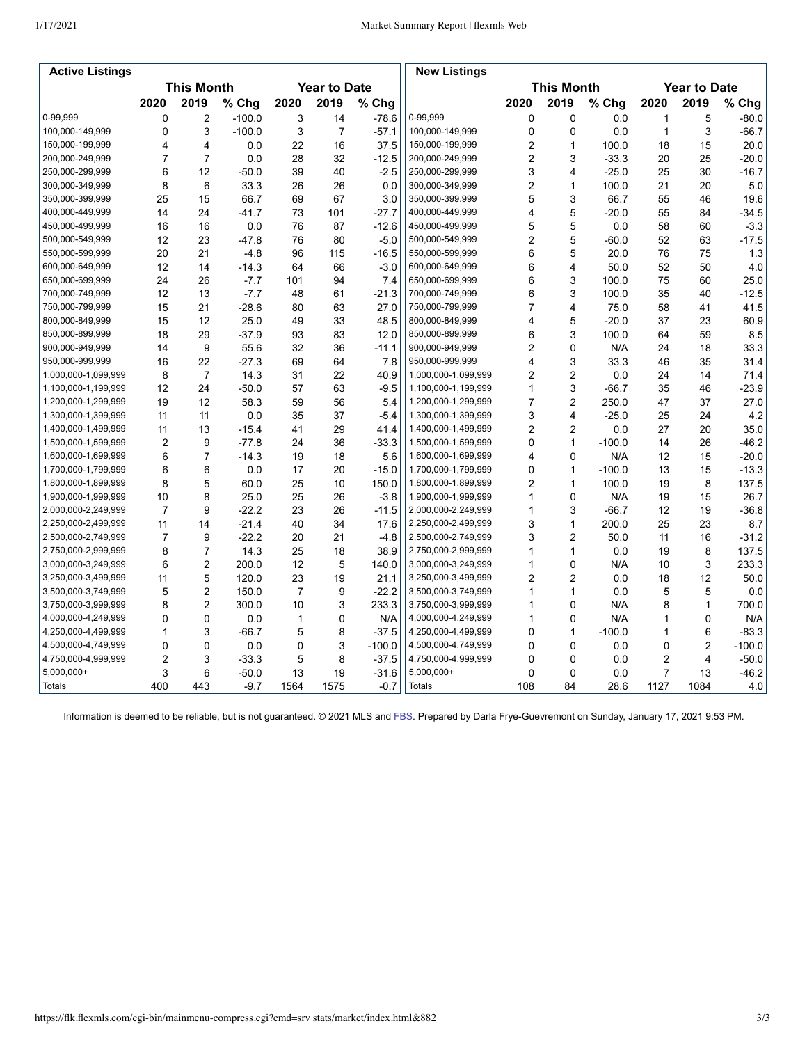## Active Listings

| | This Month | | | Year to Date | | |
|---|---|---|---|---|---|---|
| | 2020 | 2019 | % Chg | 2020 | 2019 | % Chg |
| 0-99,999 | 0 | 2 | -100.0 | 3 | 14 | -78.6 |
| 100,000-149,999 | 0 | 3 | -100.0 | 3 | 7 | -57.1 |
| 150,000-199,999 | 4 | 4 | 0.0 | 22 | 16 | 37.5 |
| 200,000-249,999 | 7 | 7 | 0.0 | 28 | 32 | -12.5 |
| 250,000-299,999 | 6 | 12 | -50.0 | 39 | 40 | -2.5 |
| 300,000-349,999 | 8 | 6 | 33.3 | 26 | 26 | 0.0 |
| 350,000-399,999 | 25 | 15 | 66.7 | 69 | 67 | 3.0 |
| 400,000-449,999 | 14 | 24 | -41.7 | 73 | 101 | -27.7 |
| 450,000-499,999 | 16 | 16 | 0.0 | 76 | 87 | -12.6 |
| 500,000-549,999 | 12 | 23 | -47.8 | 76 | 80 | -5.0 |
| 550,000-599,999 | 20 | 21 | -4.8 | 96 | 115 | -16.5 |
| 600,000-649,999 | 12 | 14 | -14.3 | 64 | 66 | -3.0 |
| 650,000-699,999 | 24 | 26 | -7.7 | 101 | 94 | 7.4 |
| 700,000-749,999 | 12 | 13 | -7.7 | 48 | 61 | -21.3 |
| 750,000-799,999 | 15 | 21 | -28.6 | 80 | 63 | 27.0 |
| 800,000-849,999 | 15 | 12 | 25.0 | 49 | 33 | 48.5 |
| 850,000-899,999 | 18 | 29 | -37.9 | 93 | 83 | 12.0 |
| 900,000-949,999 | 14 | 9 | 55.6 | 32 | 36 | -11.1 |
| 950,000-999,999 | 16 | 22 | -27.3 | 69 | 64 | 7.8 |
| 1,000,000-1,099,999 | 8 | 7 | 14.3 | 31 | 22 | 40.9 |
| 1,100,000-1,199,999 | 12 | 24 | -50.0 | 57 | 63 | -9.5 |
| 1,200,000-1,299,999 | 19 | 12 | 58.3 | 59 | 56 | 5.4 |
| 1,300,000-1,399,999 | 11 | 11 | 0.0 | 35 | 37 | -5.4 |
| 1,400,000-1,499,999 | 11 | 13 | -15.4 | 41 | 29 | 41.4 |
| 1,500,000-1,599,999 | 2 | 9 | -77.8 | 24 | 36 | -33.3 |
| 1,600,000-1,699,999 | 6 | 7 | -14.3 | 19 | 18 | 5.6 |
| 1,700,000-1,799,999 | 6 | 6 | 0.0 | 17 | 20 | -15.0 |
| 1,800,000-1,899,999 | 8 | 5 | 60.0 | 25 | 10 | 150.0 |
| 1,900,000-1,999,999 | 10 | 8 | 25.0 | 25 | 26 | -3.8 |
| 2,000,000-2,249,999 | 7 | 9 | -22.2 | 23 | 26 | -11.5 |
| 2,250,000-2,499,999 | 11 | 14 | -21.4 | 40 | 34 | 17.6 |
| 2,500,000-2,749,999 | 7 | 9 | -22.2 | 20 | 21 | -4.8 |
| 2,750,000-2,999,999 | 8 | 7 | 14.3 | 25 | 18 | 38.9 |
| 3,000,000-3,249,999 | 6 | 2 | 200.0 | 12 | 5 | 140.0 |
| 3,250,000-3,499,999 | 11 | 5 | 120.0 | 23 | 19 | 21.1 |
| 3,500,000-3,749,999 | 5 | 2 | 150.0 | 7 | 9 | -22.2 |
| 3,750,000-3,999,999 | 8 | 2 | 300.0 | 10 | 3 | 233.3 |
| 4,000,000-4,249,999 | 0 | 0 | 0.0 | 1 | 0 | N/A |
| 4,250,000-4,499,999 | 1 | 3 | -66.7 | 5 | 8 | -37.5 |
| 4,500,000-4,749,999 | 0 | 0 | 0.0 | 0 | 3 | -100.0 |
| 4,750,000-4,999,999 | 2 | 3 | -33.3 | 5 | 8 | -37.5 |
| 5,000,000+ | 3 | 6 | -50.0 | 13 | 19 | -31.6 |
| Totals | 400 | 443 | -9.7 | 1564 | 1575 | -0.7 |

## New Listings

| | This Month | | | Year to Date | | |
|---|---|---|---|---|---|---|
| | 2020 | 2019 | % Chg | 2020 | 2019 | % Chg |
| 0-99,999 | 0 | 0 | 0.0 | 1 | 5 | -80.0 |
| 100,000-149,999 | 0 | 0 | 0.0 | 1 | 3 | -66.7 |
| 150,000-199,999 | 2 | 1 | 100.0 | 18 | 15 | 20.0 |
| 200,000-249,999 | 2 | 3 | -33.3 | 20 | 25 | -20.0 |
| 250,000-299,999 | 3 | 4 | -25.0 | 25 | 30 | -16.7 |
| 300,000-349,999 | 2 | 1 | 100.0 | 21 | 20 | 5.0 |
| 350,000-399,999 | 5 | 3 | 66.7 | 55 | 46 | 19.6 |
| 400,000-449,999 | 4 | 5 | -20.0 | 55 | 84 | -34.5 |
| 450,000-499,999 | 5 | 5 | 0.0 | 58 | 60 | -3.3 |
| 500,000-549,999 | 2 | 5 | -60.0 | 52 | 63 | -17.5 |
| 550,000-599,999 | 6 | 5 | 20.0 | 76 | 75 | 1.3 |
| 600,000-649,999 | 6 | 4 | 50.0 | 52 | 50 | 4.0 |
| 650,000-699,999 | 6 | 3 | 100.0 | 75 | 60 | 25.0 |
| 700,000-749,999 | 6 | 3 | 100.0 | 35 | 40 | -12.5 |
| 750,000-799,999 | 7 | 4 | 75.0 | 58 | 41 | 41.5 |
| 800,000-849,999 | 4 | 5 | -20.0 | 37 | 23 | 60.9 |
| 850,000-899,999 | 6 | 3 | 100.0 | 64 | 59 | 8.5 |
| 900,000-949,999 | 2 | 0 | N/A | 24 | 18 | 33.3 |
| 950,000-999,999 | 4 | 3 | 33.3 | 46 | 35 | 31.4 |
| 1,000,000-1,099,999 | 2 | 2 | 0.0 | 24 | 14 | 71.4 |
| 1,100,000-1,199,999 | 1 | 3 | -66.7 | 35 | 46 | -23.9 |
| 1,200,000-1,299,999 | 7 | 2 | 250.0 | 47 | 37 | 27.0 |
| 1,300,000-1,399,999 | 3 | 4 | -25.0 | 25 | 24 | 4.2 |
| 1,400,000-1,499,999 | 2 | 2 | 0.0 | 27 | 20 | 35.0 |
| 1,500,000-1,599,999 | 0 | 1 | -100.0 | 14 | 26 | -46.2 |
| 1,600,000-1,699,999 | 4 | 0 | N/A | 12 | 15 | -20.0 |
| 1,700,000-1,799,999 | 0 | 1 | -100.0 | 13 | 15 | -13.3 |
| 1,800,000-1,899,999 | 2 | 1 | 100.0 | 19 | 8 | 137.5 |
| 1,900,000-1,999,999 | 1 | 0 | N/A | 19 | 15 | 26.7 |
| 2,000,000-2,249,999 | 1 | 3 | -66.7 | 12 | 19 | -36.8 |
| 2,250,000-2,499,999 | 3 | 1 | 200.0 | 25 | 23 | 8.7 |
| 2,500,000-2,749,999 | 3 | 2 | 50.0 | 11 | 16 | -31.2 |
| 2,750,000-2,999,999 | 1 | 1 | 0.0 | 19 | 8 | 137.5 |
| 3,000,000-3,249,999 | 1 | 0 | N/A | 10 | 3 | 233.3 |
| 3,250,000-3,499,999 | 2 | 2 | 0.0 | 18 | 12 | 50.0 |
| 3,500,000-3,749,999 | 1 | 1 | 0.0 | 5 | 5 | 0.0 |
| 3,750,000-3,999,999 | 1 | 0 | N/A | 8 | 1 | 700.0 |
| 4,000,000-4,249,999 | 1 | 0 | N/A | 1 | 0 | N/A |
| 4,250,000-4,499,999 | 0 | 1 | -100.0 | 1 | 6 | -83.3 |
| 4,500,000-4,749,999 | 0 | 0 | 0.0 | 0 | 2 | -100.0 |
| 4,750,000-4,999,999 | 0 | 0 | 0.0 | 2 | 4 | -50.0 |
| 5,000,000+ | 0 | 0 | 0.0 | 7 | 13 | -46.2 |
| Totals | 108 | 84 | 28.6 | 1127 | 1084 | 4.0 |

Information is deemed to be reliable, but is not guaranteed. © 2021 MLS and FBS. Prepared by Darla Frye-Guevremont on Sunday, January 17, 2021 9:53 PM.